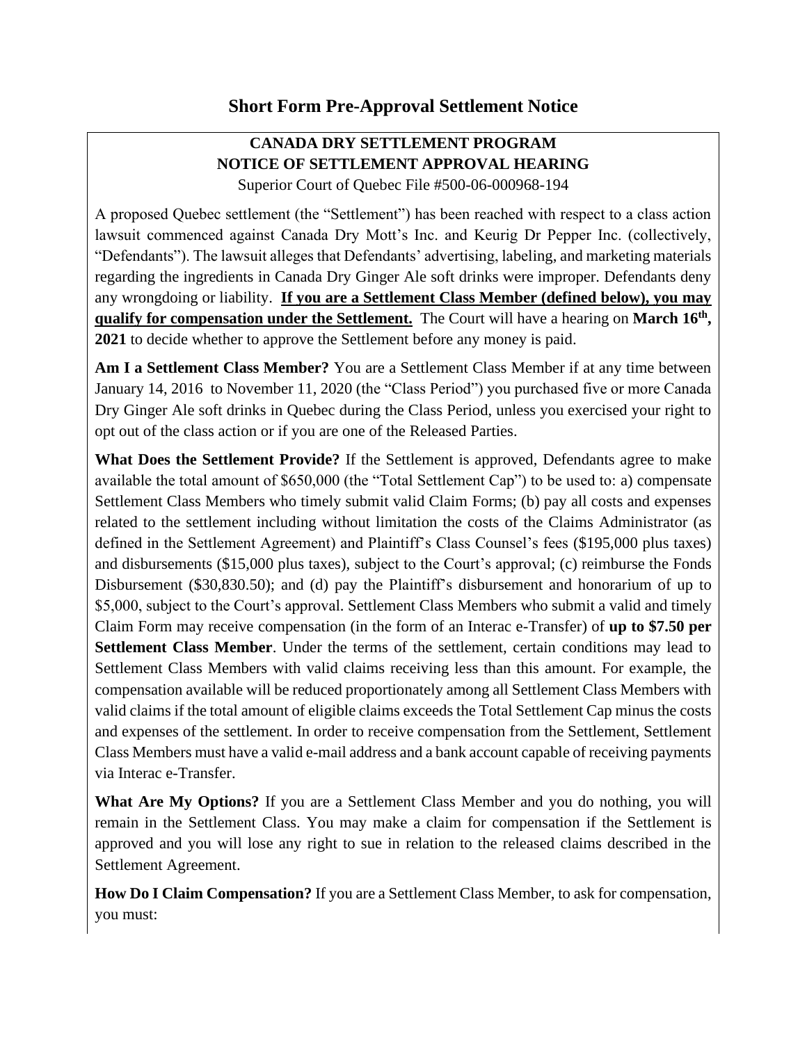# Short Form Pre-Approval Settlement Notice

**CANADA DRY SETTLEMENT PROGRAM**
**NOTICE OF SETTLEMENT APPROVAL HEARING**
Superior Court of Quebec File #500-06-000968-194

A proposed Quebec settlement (the "Settlement") has been reached with respect to a class action lawsuit commenced against Canada Dry Mott's Inc. and Keurig Dr Pepper Inc. (collectively, "Defendants"). The lawsuit alleges that Defendants' advertising, labeling, and marketing materials regarding the ingredients in Canada Dry Ginger Ale soft drinks were improper. Defendants deny any wrongdoing or liability. **If you are a Settlement Class Member (defined below), you may qualify for compensation under the Settlement.** The Court will have a hearing on **March 16th, 2021** to decide whether to approve the Settlement before any money is paid.

**Am I a Settlement Class Member?** You are a Settlement Class Member if at any time between January 14, 2016 to November 11, 2020 (the "Class Period") you purchased five or more Canada Dry Ginger Ale soft drinks in Quebec during the Class Period, unless you exercised your right to opt out of the class action or if you are one of the Released Parties.

**What Does the Settlement Provide?** If the Settlement is approved, Defendants agree to make available the total amount of $650,000 (the "Total Settlement Cap") to be used to: a) compensate Settlement Class Members who timely submit valid Claim Forms; (b) pay all costs and expenses related to the settlement including without limitation the costs of the Claims Administrator (as defined in the Settlement Agreement) and Plaintiff's Class Counsel's fees ($195,000 plus taxes) and disbursements ($15,000 plus taxes), subject to the Court's approval; (c) reimburse the Fonds Disbursement ($30,830.50); and (d) pay the Plaintiff's disbursement and honorarium of up to $5,000, subject to the Court's approval. Settlement Class Members who submit a valid and timely Claim Form may receive compensation (in the form of an Interac e-Transfer) of **up to $7.50 per Settlement Class Member**. Under the terms of the settlement, certain conditions may lead to Settlement Class Members with valid claims receiving less than this amount. For example, the compensation available will be reduced proportionately among all Settlement Class Members with valid claims if the total amount of eligible claims exceeds the Total Settlement Cap minus the costs and expenses of the settlement. In order to receive compensation from the Settlement, Settlement Class Members must have a valid e-mail address and a bank account capable of receiving payments via Interac e-Transfer.

**What Are My Options?** If you are a Settlement Class Member and you do nothing, you will remain in the Settlement Class. You may make a claim for compensation if the Settlement is approved and you will lose any right to sue in relation to the released claims described in the Settlement Agreement.

**How Do I Claim Compensation?** If you are a Settlement Class Member, to ask for compensation, you must: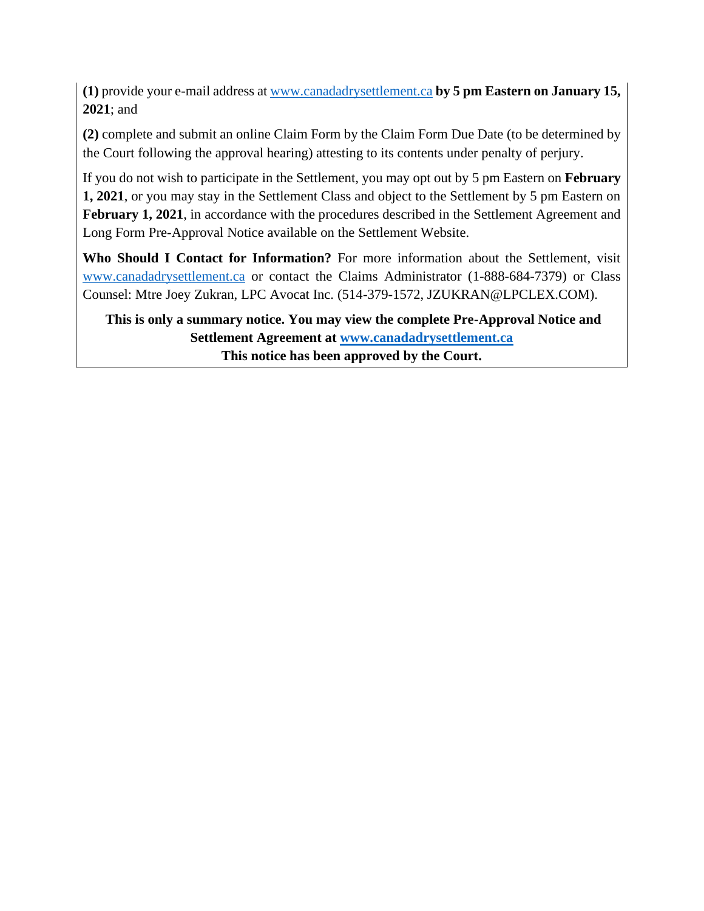**(1)** provide your e-mail address at www.canadadrysettlement.ca **by 5 pm Eastern on January 15, 2021**; and

**(2)** complete and submit an online Claim Form by the Claim Form Due Date (to be determined by the Court following the approval hearing) attesting to its contents under penalty of perjury.

If you do not wish to participate in the Settlement, you may opt out by 5 pm Eastern on **February 1, 2021**, or you may stay in the Settlement Class and object to the Settlement by 5 pm Eastern on **February 1, 2021**, in accordance with the procedures described in the Settlement Agreement and Long Form Pre-Approval Notice available on the Settlement Website.

**Who Should I Contact for Information?** For more information about the Settlement, visit www.canadadrysettlement.ca or contact the Claims Administrator (1-888-684-7379) or Class Counsel: Mtre Joey Zukran, LPC Avocat Inc. (514-379-1572, JZUKRAN@LPCLEX.COM).

**This is only a summary notice. You may view the complete Pre-Approval Notice and Settlement Agreement at www.canadadrysettlement.ca**
**This notice has been approved by the Court.**